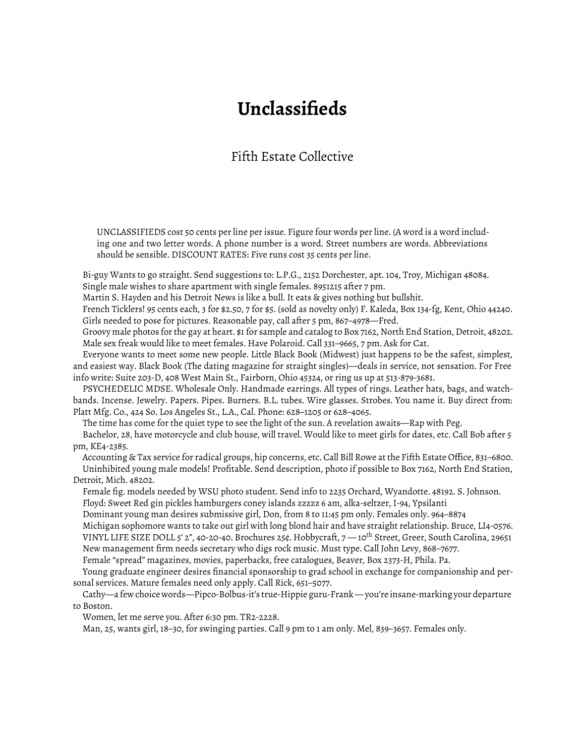# Unclassifieds

Fifth Estate Collective

> UNCLASSIFIEDS cost 50 cents per line per issue. Figure four words per line. (A word is a word including one and two letter words. A phone number is a word. Street numbers are words. Abbreviations should be sensible. DISCOUNT RATES: Five runs cost 35 cents per line.

Bi-guy Wants to go straight. Send suggestions to: L.P.G., 2152 Dorchester, apt. 104, Troy, Michigan 48084.

Single male wishes to share apartment with single females. 8951215 after 7 pm.

Martin S. Hayden and his Detroit News is like a bull. It eats & gives nothing but bullshit.

French Ticklers! 95 cents each, 3 for $2.50, 7 for $5. (sold as novelty only) F. Kaleda, Box 134-fg, Kent, Ohio 44240.

Girls needed to pose for pictures. Reasonable pay, call after 5 pm, 867–4978—Fred.

Groovy male photos for the gay at heart. $1 for sample and catalog to Box 7162, North End Station, Detroit, 48202.

Male sex freak would like to meet females. Have Polaroid. Call 331–9665, 7 pm. Ask for Cat.

Everyone wants to meet some new people. Little Black Book (Midwest) just happens to be the safest, simplest, and easiest way. Black Book (The dating magazine for straight singles)—deals in service, not sensation. For Free info write: Suite 203-D, 408 West Main St., Fairborn, Ohio 45324, or ring us up at 513-879-3681.

PSYCHEDELIC MDSE. Wholesale Only. Handmade earrings. All types of rings. Leather hats, bags, and watchbands. Incense. Jewelry. Papers. Pipes. Burners. B.L. tubes. Wire glasses. Strobes. You name it. Buy direct from: Platt Mfg. Co., 424 So. Los Angeles St., L.A., Cal. Phone: 628–1205 or 628–4065.

The time has come for the quiet type to see the light of the sun. A revelation awaits—Rap with Peg.

Bachelor, 28, have motorcycle and club house, will travel. Would like to meet girls for dates, etc. Call Bob after 5 pm, KE4-2385.

Accounting & Tax service for radical groups, hip concerns, etc. Call Bill Rowe at the Fifth Estate Office, 831–6800.

Uninhibited young male models! Profitable. Send description, photo if possible to Box 7162, North End Station, Detroit, Mich. 48202.

Female fig. models needed by WSU photo student. Send info to 2235 Orchard, Wyandotte. 48192. S. Johnson.

Floyd: Sweet Red gin pickles hamburgers coney islands zzzzz 6 am, alka-seltzer, I-94, Ypsilanti

Dominant young man desires submissive girl, Don, from 8 to 11:45 pm only. Females only. 964–8874

Michigan sophomore wants to take out girl with long blond hair and have straight relationship. Bruce, LI4-0576.

VINYL LIFE SIZE DOLL 5' 2", 40-20-40. Brochures 25¢. Hobbycraft, 7 — 10th Street, Greer, South Carolina, 29651

New management firm needs secretary who digs rock music. Must type. Call John Levy, 868–7677.

Female "spread" magazines, movies, paperbacks, free catalogues, Beaver, Box 2373-H, Phila. Pa.

Young graduate engineer desires financial sponsorship to grad school in exchange for companionship and personal services. Mature females need only apply. Call Rick, 651–5077.

Cathy—a few choice words—Pipco-Bolbus-it's true-Hippie guru-Frank — you're insane-marking your departure to Boston.

Women, let me serve you. After 6:30 pm. TR2-2228.

Man, 25, wants girl, 18–30, for swinging parties. Call 9 pm to 1 am only. Mel, 839–3657. Females only.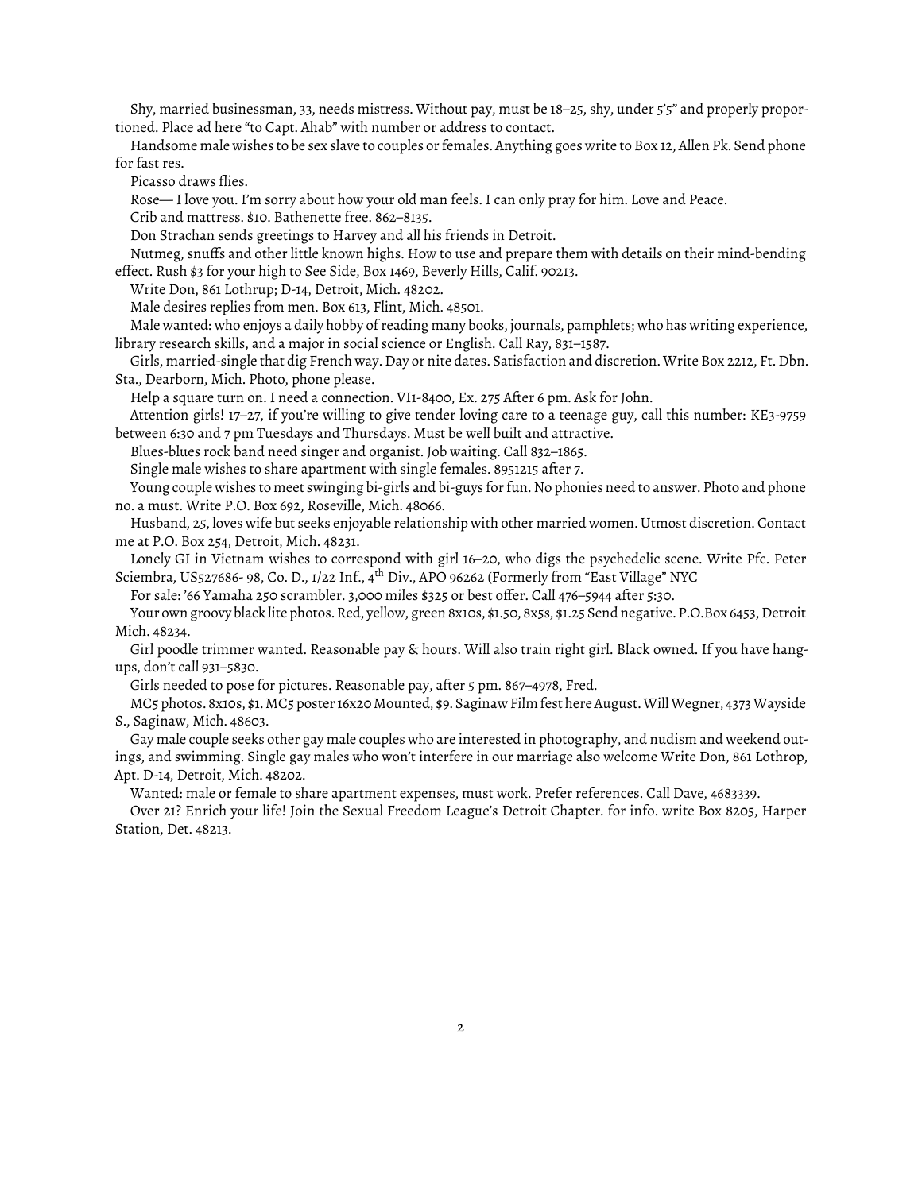Shy, married businessman, 33, needs mistress. Without pay, must be 18–25, shy, under 5'5" and properly proportioned. Place ad here "to Capt. Ahab" with number or address to contact.

Handsome male wishes to be sex slave to couples or females. Anything goes write to Box 12, Allen Pk. Send phone for fast res.

Picasso draws flies.

Rose— I love you. I'm sorry about how your old man feels. I can only pray for him. Love and Peace.

Crib and mattress. $10. Bathenette free. 862–8135.

Don Strachan sends greetings to Harvey and all his friends in Detroit.

Nutmeg, snuffs and other little known highs. How to use and prepare them with details on their mind-bending effect. Rush $3 for your high to See Side, Box 1469, Beverly Hills, Calif. 90213.

Write Don, 861 Lothrup; D-14, Detroit, Mich. 48202.

Male desires replies from men. Box 613, Flint, Mich. 48501.

Male wanted: who enjoys a daily hobby of reading many books, journals, pamphlets; who has writing experience, library research skills, and a major in social science or English. Call Ray, 831–1587.

Girls, married-single that dig French way. Day or nite dates. Satisfaction and discretion. Write Box 2212, Ft. Dbn. Sta., Dearborn, Mich. Photo, phone please.

Help a square turn on. I need a connection. VI1-8400, Ex. 275 After 6 pm. Ask for John.

Attention girls! 17–27, if you're willing to give tender loving care to a teenage guy, call this number: KE3-9759 between 6:30 and 7 pm Tuesdays and Thursdays. Must be well built and attractive.

Blues-blues rock band need singer and organist. Job waiting. Call 832–1865.

Single male wishes to share apartment with single females. 8951215 after 7.

Young couple wishes to meet swinging bi-girls and bi-guys for fun. No phonies need to answer. Photo and phone no. a must. Write P.O. Box 692, Roseville, Mich. 48066.

Husband, 25, loves wife but seeks enjoyable relationship with other married women. Utmost discretion. Contact me at P.O. Box 254, Detroit, Mich. 48231.

Lonely GI in Vietnam wishes to correspond with girl 16–20, who digs the psychedelic scene. Write Pfc. Peter Sciembra, US527686- 98, Co. D., 1/22 Inf., 4th Div., APO 96262 (Formerly from "East Village" NYC

For sale: '66 Yamaha 250 scrambler. 3,000 miles $325 or best offer. Call 476–5944 after 5:30.

Your own groovy black lite photos. Red, yellow, green 8x10s, $1.50, 8x5s, $1.25 Send negative. P.O.Box 6453, Detroit Mich. 48234.

Girl poodle trimmer wanted. Reasonable pay & hours. Will also train right girl. Black owned. If you have hang-ups, don't call 931–5830.

Girls needed to pose for pictures. Reasonable pay, after 5 pm. 867–4978, Fred.

MC5 photos. 8x10s, $1. MC5 poster 16x20 Mounted, $9. Saginaw Film fest here August. Will Wegner, 4373 Wayside S., Saginaw, Mich. 48603.

Gay male couple seeks other gay male couples who are interested in photography, and nudism and weekend outings, and swimming. Single gay males who won't interfere in our marriage also welcome Write Don, 861 Lothrop, Apt. D-14, Detroit, Mich. 48202.

Wanted: male or female to share apartment expenses, must work. Prefer references. Call Dave, 4683339.

Over 21? Enrich your life! Join the Sexual Freedom League's Detroit Chapter. for info. write Box 8205, Harper Station, Det. 48213.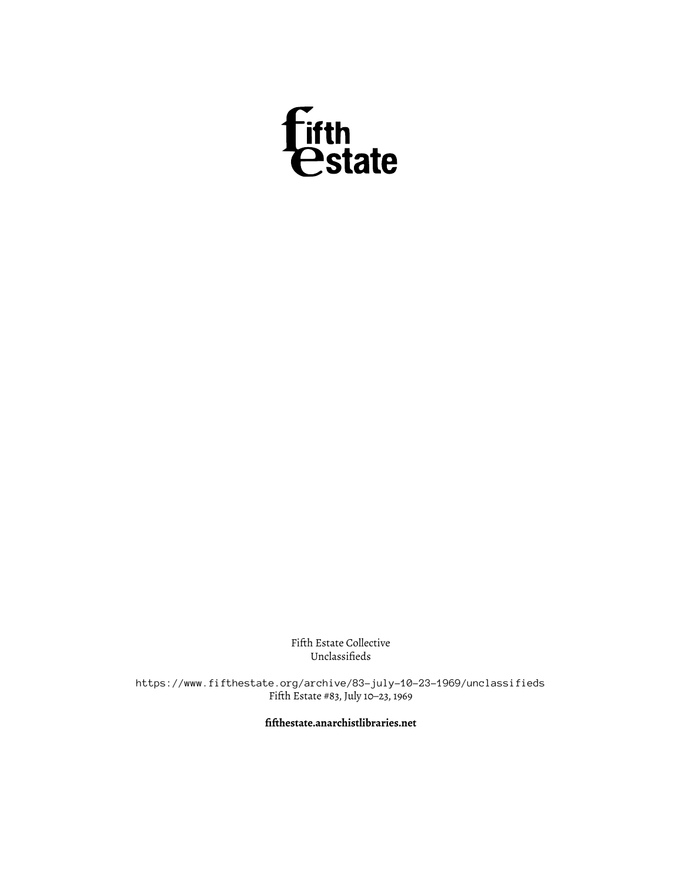Fifth Estate

Fifth Estate Collective
Unclassifieds

https://www.fifthestate.org/archive/83-july-10-23-1969/unclassifieds
Fifth Estate #83, July 10–23, 1969

**fifthestate.anarchistlibraries.net**